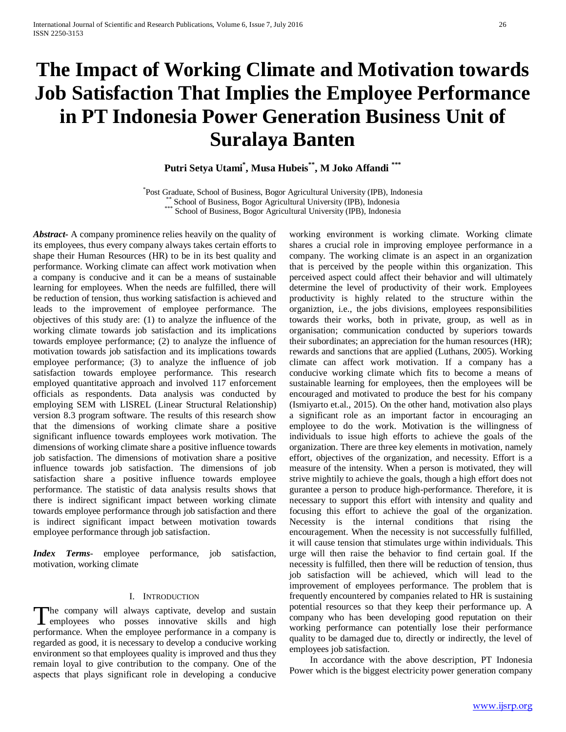# The Impact of Working Climate and Motivation towards Job Satisfaction That Implies the Employee Performance in PT Indonesia Power Generation Business Unit of Suralaya Banten

**Putri Setya Utami[*], Musa Hubeis[**], M Joko Affandi [***]**

[*] Post Graduate, School of Business, Bogor Agricultural University (IPB), Indonesia
[**] School of Business, Bogor Agricultural University (IPB), Indonesia
[***] School of Business, Bogor Agricultural University (IPB), Indonesia

***Abstract***- A company prominence relies heavily on the quality of its employees, thus every company always takes certain efforts to shape their Human Resources (HR) to be in its best quality and performance. Working climate can affect work motivation when a company is conducive and it can be a means of sustainable learning for employees. When the needs are fulfilled, there will be reduction of tension, thus working satisfaction is achieved and leads to the improvement of employee performance. The objectives of this study are: (1) to analyze the influence of the working climate towards job satisfaction and its implications towards employee performance; (2) to analyze the influence of motivation towards job satisfaction and its implications towards employee performance; (3) to analyze the influence of job satisfaction towards employee performance. This research employed quantitative approach and involved 117 enforcement officials as respondents. Data analysis was conducted by employing SEM with LISREL (Linear Structural Relationship) version 8.3 program software. The results of this research show that the dimensions of working climate share a positive significant influence towards employees work motivation. The dimensions of working climate share a positive influence towards job satisfaction. The dimensions of motivation share a positive influence towards job satisfaction. The dimensions of job satisfaction share a positive influence towards employee performance. The statistic of data analysis results shows that there is indirect significant impact between working climate towards employee performance through job satisfaction and there is indirect significant impact between motivation towards employee performance through job satisfaction.

***Index Terms***- employee performance, job satisfaction, motivation, working climate

## I. Introduction

The company will always captivate, develop and sustain employees who posses innovative skills and high performance. When the employee performance in a company is regarded as good, it is necessary to develop a conducive working environment so that employees quality is improved and thus they remain loyal to give contribution to the company. One of the aspects that plays significant role in developing a conducive working environment is working climate. Working climate shares a crucial role in improving employee performance in a company. The working climate is an aspect in an organization that is perceived by the people within this organization. This perceived aspect could affect their behavior and will ultimately determine the level of productivity of their work. Employees productivity is highly related to the structure within the organiztion, i.e., the jobs divisions, employees responsibilities towards their works, both in private, group, as well as in organisation; communication conducted by superiors towards their subordinates; an appreciation for the human resources (HR); rewards and sanctions that are applied (Luthans, 2005). Working climate can affect work motivation. If a company has a conducive working climate which fits to become a means of sustainable learning for employees, then the employees will be encouraged and motivated to produce the best for his company (Ismiyarto et.al., 2015). On the other hand, motivation also plays a significant role as an important factor in encouraging an employee to do the work. Motivation is the willingness of individuals to issue high efforts to achieve the goals of the organization. There are three key elements in motivation, namely effort, objectives of the organization, and necessity. Effort is a measure of the intensity. When a person is motivated, they will strive mightily to achieve the goals, though a high effort does not gurantee a person to produce high-performance. Therefore, it is necessary to support this effort with intensity and quality and focusing this effort to achieve the goal of the organization. Necessity is the internal conditions that rising the encouragement. When the necessity is not successfully fulfilled, it will cause tension that stimulates urge within individuals. This urge will then raise the behavior to find certain goal. If the necessity is fulfilled, then there will be reduction of tension, thus job satisfaction will be achieved, which will lead to the improvement of employees performance. The problem that is frequently encountered by companies related to HR is sustaining potential resources so that they keep their performance up. A company who has been developing good reputation on their working performance can potentially lose their performance quality to be damaged due to, directly or indirectly, the level of employees job satisfaction.

In accordance with the above description, PT Indonesia Power which is the biggest electricity power generation company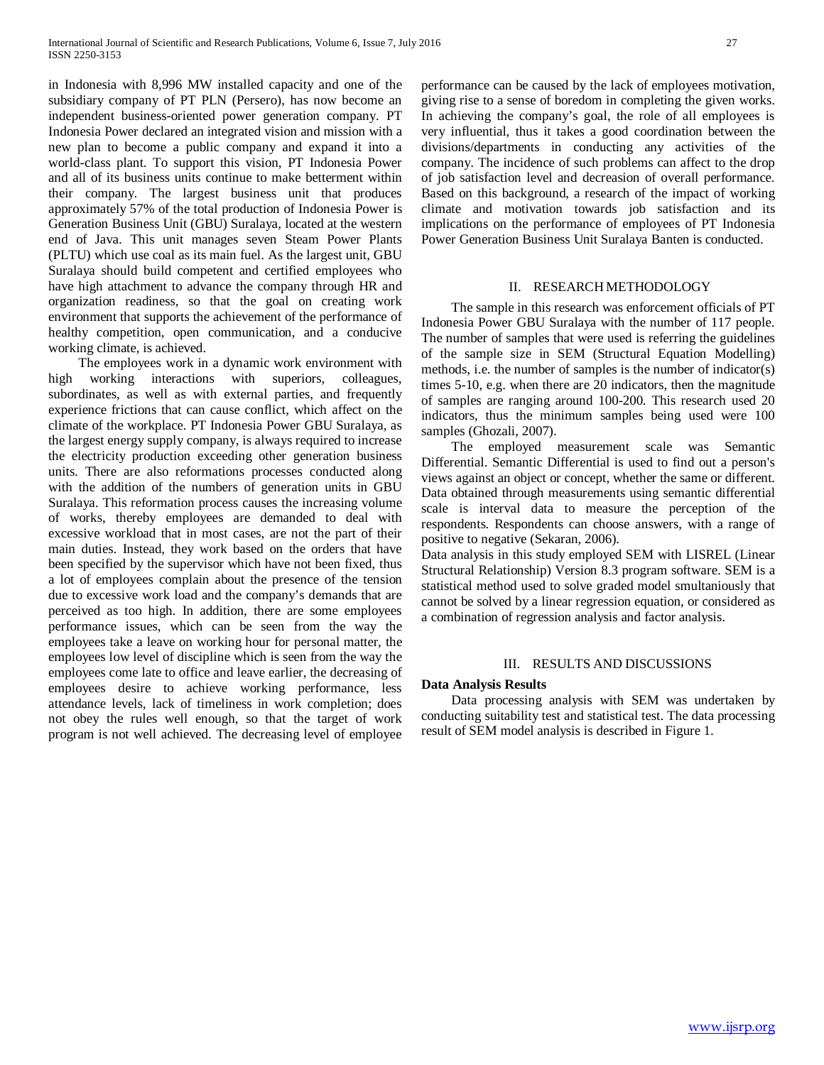in Indonesia with 8,996 MW installed capacity and one of the subsidiary company of PT PLN (Persero), has now become an independent business-oriented power generation company. PT Indonesia Power declared an integrated vision and mission with a new plan to become a public company and expand it into a world-class plant. To support this vision, PT Indonesia Power and all of its business units continue to make betterment within their company. The largest business unit that produces approximately 57% of the total production of Indonesia Power is Generation Business Unit (GBU) Suralaya, located at the western end of Java. This unit manages seven Steam Power Plants (PLTU) which use coal as its main fuel. As the largest unit, GBU Suralaya should build competent and certified employees who have high attachment to advance the company through HR and organization readiness, so that the goal on creating work environment that supports the achievement of the performance of healthy competition, open communication, and a conducive working climate, is achieved.

The employees work in a dynamic work environment with high working interactions with superiors, colleagues, subordinates, as well as with external parties, and frequently experience frictions that can cause conflict, which affect on the climate of the workplace. PT Indonesia Power GBU Suralaya, as the largest energy supply company, is always required to increase the electricity production exceeding other generation business units. There are also reformations processes conducted along with the addition of the numbers of generation units in GBU Suralaya. This reformation process causes the increasing volume of works, thereby employees are demanded to deal with excessive workload that in most cases, are not the part of their main duties. Instead, they work based on the orders that have been specified by the supervisor which have not been fixed, thus a lot of employees complain about the presence of the tension due to excessive work load and the company's demands that are perceived as too high. In addition, there are some employees performance issues, which can be seen from the way the employees take a leave on working hour for personal matter, the employees low level of discipline which is seen from the way the employees come late to office and leave earlier, the decreasing of employees desire to achieve working performance, less attendance levels, lack of timeliness in work completion; does not obey the rules well enough, so that the target of work program is not well achieved. The decreasing level of employee performance can be caused by the lack of employees motivation, giving rise to a sense of boredom in completing the given works. In achieving the company's goal, the role of all employees is very influential, thus it takes a good coordination between the divisions/departments in conducting any activities of the company. The incidence of such problems can affect to the drop of job satisfaction level and decreasion of overall performance. Based on this background, a research of the impact of working climate and motivation towards job satisfaction and its implications on the performance of employees of PT Indonesia Power Generation Business Unit Suralaya Banten is conducted.

## II. RESEARCH METHODOLOGY

The sample in this research was enforcement officials of PT Indonesia Power GBU Suralaya with the number of 117 people. The number of samples that were used is referring the guidelines of the sample size in SEM (Structural Equation Modelling) methods, i.e. the number of samples is the number of indicator(s) times 5-10, e.g. when there are 20 indicators, then the magnitude of samples are ranging around 100-200. This research used 20 indicators, thus the minimum samples being used were 100 samples (Ghozali, 2007).

The employed measurement scale was Semantic Differential. Semantic Differential is used to find out a person's views against an object or concept, whether the same or different. Data obtained through measurements using semantic differential scale is interval data to measure the perception of the respondents. Respondents can choose answers, with a range of positive to negative (Sekaran, 2006).

Data analysis in this study employed SEM with LISREL (Linear Structural Relationship) Version 8.3 program software. SEM is a statistical method used to solve graded model smultaniously that cannot be solved by a linear regression equation, or considered as a combination of regression analysis and factor analysis.

## III. RESULTS AND DISCUSSIONS

**Data Analysis Results**

Data processing analysis with SEM was undertaken by conducting suitability test and statistical test. The data processing result of SEM model analysis is described in Figure 1.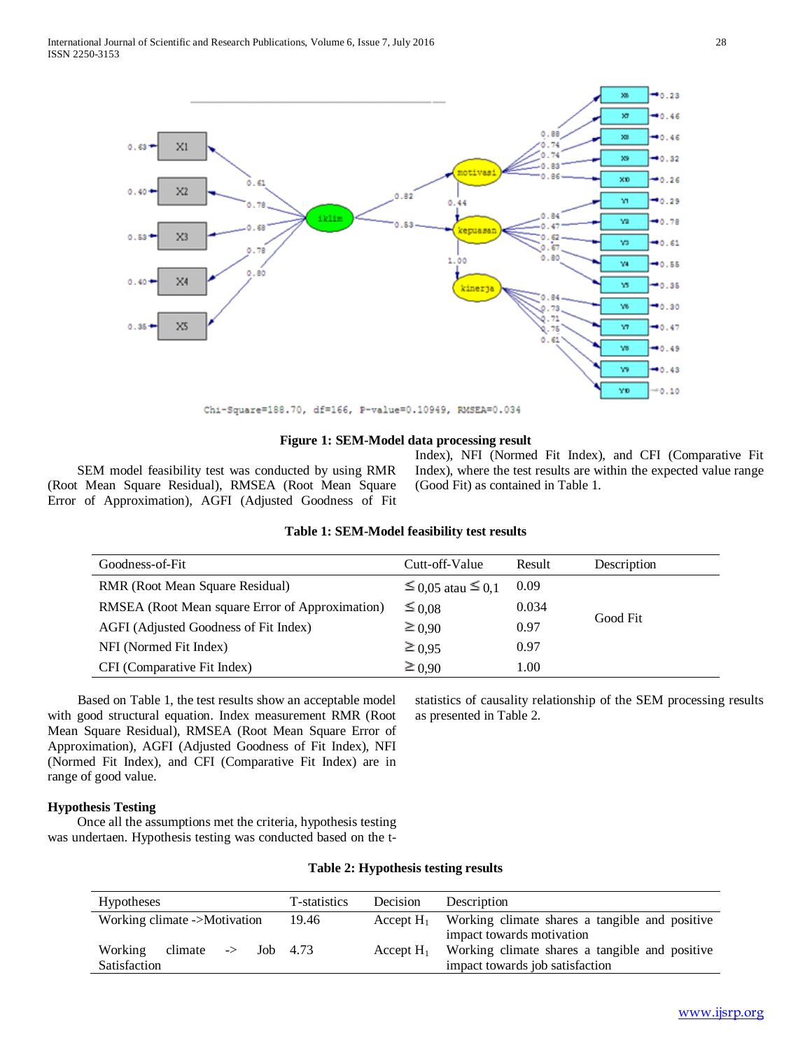Chi-Square=188.70, df=166, P-value=0.10949, RMSEA=0.034

**Figure 1: SEM-Model data processing result**

SEM model feasibility test was conducted by using RMR (Root Mean Square Residual), RMSEA (Root Mean Square Error of Approximation), AGFI (Adjusted Goodness of Fit Index), NFI (Normed Fit Index), and CFI (Comparative Fit Index), where the test results are within the expected value range (Good Fit) as contained in Table 1.

**Table 1: SEM-Model feasibility test results**

| Goodness-of-Fit | Cutt-off-Value | Result | Description |
|---|---|---|---|
| RMR (Root Mean Square Residual) | ≤ 0,05 atau ≤ 0,1 | 0.09 | Good Fit |
| RMSEA (Root Mean square Error of Approximation) | ≤ 0,08 | 0.034 | |
| AGFI (Adjusted Goodness of Fit Index) | ≥ 0,90 | 0.97 | |
| NFI (Normed Fit Index) | ≥ 0,95 | 0.97 | |
| CFI (Comparative Fit Index) | ≥ 0,90 | 1.00 | |

Based on Table 1, the test results show an acceptable model with good structural equation. Index measurement RMR (Root Mean Square Residual), RMSEA (Root Mean Square Error of Approximation), AGFI (Adjusted Goodness of Fit Index), NFI (Normed Fit Index), and CFI (Comparative Fit Index) are in range of good value.

**Hypothesis Testing**

Once all the assumptions met the criteria, hypothesis testing was undertaen. Hypothesis testing was conducted based on the t-statistics of causality relationship of the SEM processing results as presented in Table 2.

**Table 2: Hypothesis testing results**

| Hypotheses | T-statistics | Decision | Description |
|---|---|---|---|
| Working climate ->Motivation | 19.46 | Accept $H_1$ | Working climate shares a tangible and positive impact towards motivation |
| Working climate -> Job Satisfaction | 4.73 | Accept $H_1$ | Working climate shares a tangible and positive impact towards job satisfaction |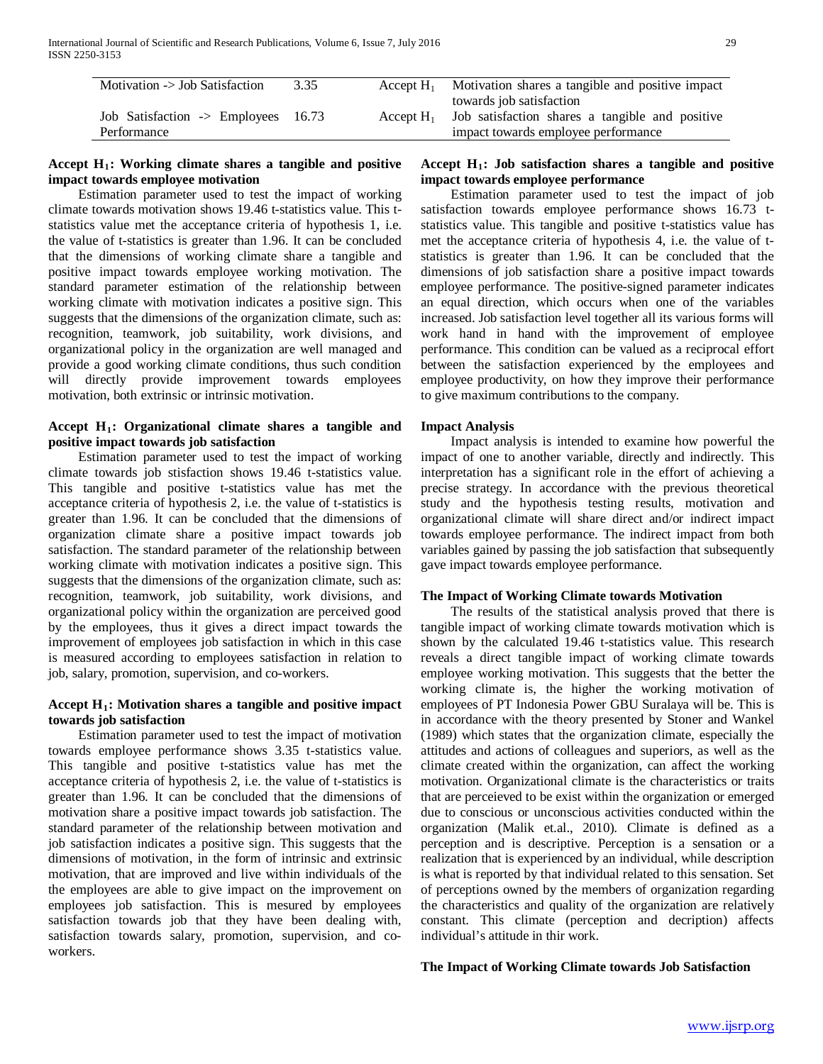| Motivation -> Job Satisfaction | 3.35 | Accept $H_1$ | Motivation shares a tangible and positive impact towards job satisfaction |
|---|---|---|---|
| Job Satisfaction -> Employees Performance | 16.73 | Accept $H_1$ | Job satisfaction shares a tangible and positive impact towards employee performance |

**Accept $H_1$: Working climate shares a tangible and positive impact towards employee motivation**

Estimation parameter used to test the impact of working climate towards motivation shows 19.46 t-statistics value. This t-statistics value met the acceptance criteria of hypothesis 1, i.e. the value of t-statistics is greater than 1.96. It can be concluded that the dimensions of working climate share a tangible and positive impact towards employee working motivation. The standard parameter estimation of the relationship between working climate with motivation indicates a positive sign. This suggests that the dimensions of the organization climate, such as: recognition, teamwork, job suitability, work divisions, and organizational policy in the organization are well managed and provide a good working climate conditions, thus such condition will directly provide improvement towards employees motivation, both extrinsic or intrinsic motivation.

**Accept $H_1$: Organizational climate shares a tangible and positive impact towards job satisfaction**

Estimation parameter used to test the impact of working climate towards job stisfaction shows 19.46 t-statistics value. This tangible and positive t-statistics value has met the acceptance criteria of hypothesis 2, i.e. the value of t-statistics is greater than 1.96. It can be concluded that the dimensions of organization climate share a positive impact towards job satisfaction. The standard parameter of the relationship between working climate with motivation indicates a positive sign. This suggests that the dimensions of the organization climate, such as: recognition, teamwork, job suitability, work divisions, and organizational policy within the organization are perceived good by the employees, thus it gives a direct impact towards the improvement of employees job satisfaction in which in this case is measured according to employees satisfaction in relation to job, salary, promotion, supervision, and co-workers.

**Accept $H_1$: Motivation shares a tangible and positive impact towards job satisfaction**

Estimation parameter used to test the impact of motivation towards employee performance shows 3.35 t-statistics value. This tangible and positive t-statistics value has met the acceptance criteria of hypothesis 2, i.e. the value of t-statistics is greater than 1.96. It can be concluded that the dimensions of motivation share a positive impact towards job satisfaction. The standard parameter of the relationship between motivation and job satisfaction indicates a positive sign. This suggests that the dimensions of motivation, in the form of intrinsic and extrinsic motivation, that are improved and live within individuals of the the employees are able to give impact on the improvement on employees job satisfaction. This is mesured by employees satisfaction towards job that they have been dealing with, satisfaction towards salary, promotion, supervision, and co-workers.

**Accept $H_1$: Job satisfaction shares a tangible and positive impact towards employee performance**

Estimation parameter used to test the impact of job satisfaction towards employee performance shows 16.73 t-statistics value. This tangible and positive t-statistics value has met the acceptance criteria of hypothesis 4, i.e. the value of t-statistics is greater than 1.96. It can be concluded that the dimensions of job satisfaction share a positive impact towards employee performance. The positive-signed parameter indicates an equal direction, which occurs when one of the variables increased. Job satisfaction level together all its various forms will work hand in hand with the improvement of employee performance. This condition can be valued as a reciprocal effort between the satisfaction experienced by the employees and employee productivity, on how they improve their performance to give maximum contributions to the company.

**Impact Analysis**

Impact analysis is intended to examine how powerful the impact of one to another variable, directly and indirectly. This interpretation has a significant role in the effort of achieving a precise strategy. In accordance with the previous theoretical study and the hypothesis testing results, motivation and organizational climate will share direct and/or indirect impact towards employee performance. The indirect impact from both variables gained by passing the job satisfaction that subsequently gave impact towards employee performance.

**The Impact of Working Climate towards Motivation**

The results of the statistical analysis proved that there is tangible impact of working climate towards motivation which is shown by the calculated 19.46 t-statistics value. This research reveals a direct tangible impact of working climate towards employee working motivation. This suggests that the better the working climate is, the higher the working motivation of employees of PT Indonesia Power GBU Suralaya will be. This is in accordance with the theory presented by Stoner and Wankel (1989) which states that the organization climate, especially the attitudes and actions of colleagues and superiors, as well as the climate created within the organization, can affect the working motivation. Organizational climate is the characteristics or traits that are perceieved to be exist within the organization or emerged due to conscious or unconscious activities conducted within the organization (Malik et.al., 2010). Climate is defined as a perception and is descriptive. Perception is a sensation or a realization that is experienced by an individual, while description is what is reported by that individual related to this sensation. Set of perceptions owned by the members of organization regarding the characteristics and quality of the organization are relatively constant. This climate (perception and decription) affects individual's attitude in thir work.

**The Impact of Working Climate towards Job Satisfaction**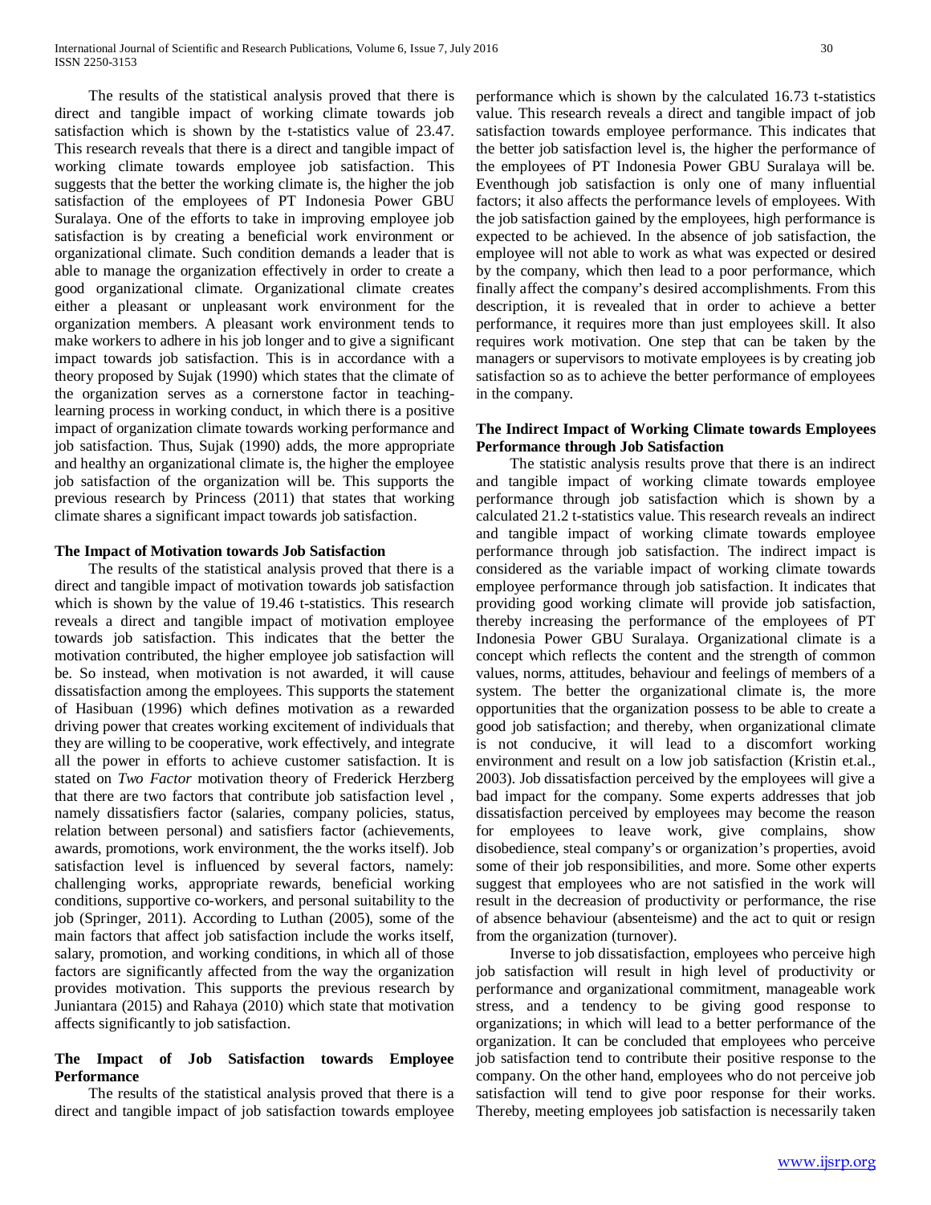The results of the statistical analysis proved that there is direct and tangible impact of working climate towards job satisfaction which is shown by the t-statistics value of 23.47. This research reveals that there is a direct and tangible impact of working climate towards employee job satisfaction. This suggests that the better the working climate is, the higher the job satisfaction of the employees of PT Indonesia Power GBU Suralaya. One of the efforts to take in improving employee job satisfaction is by creating a beneficial work environment or organizational climate. Such condition demands a leader that is able to manage the organization effectively in order to create a good organizational climate. Organizational climate creates either a pleasant or unpleasant work environment for the organization members. A pleasant work environment tends to make workers to adhere in his job longer and to give a significant impact towards job satisfaction. This is in accordance with a theory proposed by Sujak (1990) which states that the climate of the organization serves as a cornerstone factor in teaching-learning process in working conduct, in which there is a positive impact of organization climate towards working performance and job satisfaction. Thus, Sujak (1990) adds, the more appropriate and healthy an organizational climate is, the higher the employee job satisfaction of the organization will be. This supports the previous research by Princess (2011) that states that working climate shares a significant impact towards job satisfaction.

**The Impact of Motivation towards Job Satisfaction**

The results of the statistical analysis proved that there is a direct and tangible impact of motivation towards job satisfaction which is shown by the value of 19.46 t-statistics. This research reveals a direct and tangible impact of motivation employee towards job satisfaction. This indicates that the better the motivation contributed, the higher the employee job satisfaction will be. So instead, when motivation is not awarded, it will cause dissatisfaction among the employees. This supports the statement of Hasibuan (1996) which defines motivation as a rewarded driving power that creates working excitement of individuals that they are willing to be cooperative, work effectively, and integrate all the power in efforts to achieve customer satisfaction. It is stated on *Two Factor* motivation theory of Frederick Herzberg that there are two factors that contribute job satisfaction level , namely dissatisfiers factor (salaries, company policies, status, relation between personal) and satisfiers factor (achievements, awards, promotions, work environment, the the works itself). Job satisfaction level is influenced by several factors, namely: challenging works, appropriate rewards, beneficial working conditions, supportive co-workers, and personal suitability to the job (Springer, 2011). According to Luthan (2005), some of the main factors that affect job satisfaction include the works itself, salary, promotion, and working conditions, in which all of those factors are significantly affected from the way the organization provides motivation. This supports the previous research by Juniantara (2015) and Rahaya (2010) which state that motivation affects significantly to job satisfaction.

**The Impact of Job Satisfaction towards Employee Performance**

The results of the statistical analysis proved that there is a direct and tangible impact of job satisfaction towards employee performance which is shown by the calculated 16.73 t-statistics value. This research reveals a direct and tangible impact of job satisfaction towards employee performance. This indicates that the better job satisfaction level is, the higher the performance of the employees of PT Indonesia Power GBU Suralaya will be. Eventhough job satisfaction is only one of many influential factors; it also affects the performance levels of employees. With the job satisfaction gained by the employees, high performance is expected to be achieved. In the absence of job satisfaction, the employee will not able to work as what was expected or desired by the company, which then lead to a poor performance, which finally affect the company's desired accomplishments. From this description, it is revealed that in order to achieve a better performance, it requires more than just employees skill. It also requires work motivation. One step that can be taken by the managers or supervisors to motivate employees is by creating job satisfaction so as to achieve the better performance of employees in the company.

**The Indirect Impact of Working Climate towards Employees Performance through Job Satisfaction**

The statistic analysis results prove that there is an indirect and tangible impact of working climate towards employee performance through job satisfaction which is shown by a calculated 21.2 t-statistics value. This research reveals an indirect and tangible impact of working climate towards employee performance through job satisfaction. The indirect impact is considered as the variable impact of working climate towards employee performance through job satisfaction. It indicates that providing good working climate will provide job satisfaction, thereby increasing the performance of the employees of PT Indonesia Power GBU Suralaya. Organizational climate is a concept which reflects the content and the strength of common values, norms, attitudes, behaviour and feelings of members of a system. The better the organizational climate is, the more opportunities that the organization possess to be able to create a good job satisfaction; and thereby, when organizational climate is not conducive, it will lead to a discomfort working environment and result on a low job satisfaction (Kristin et.al., 2003). Job dissatisfaction perceived by the employees will give a bad impact for the company. Some experts addresses that job dissatisfaction perceived by employees may become the reason for employees to leave work, give complains, show disobedience, steal company's or organization's properties, avoid some of their job responsibilities, and more. Some other experts suggest that employees who are not satisfied in the work will result in the decreasion of productivity or performance, the rise of absence behaviour (absenteisme) and the act to quit or resign from the organization (turnover).

Inverse to job dissatisfaction, employees who perceive high job satisfaction will result in high level of productivity or performance and organizational commitment, manageable work stress, and a tendency to be giving good response to organizations; in which will lead to a better performance of the organization. It can be concluded that employees who perceive job satisfaction tend to contribute their positive response to the company. On the other hand, employees who do not perceive job satisfaction will tend to give poor response for their works. Thereby, meeting employees job satisfaction is necessarily taken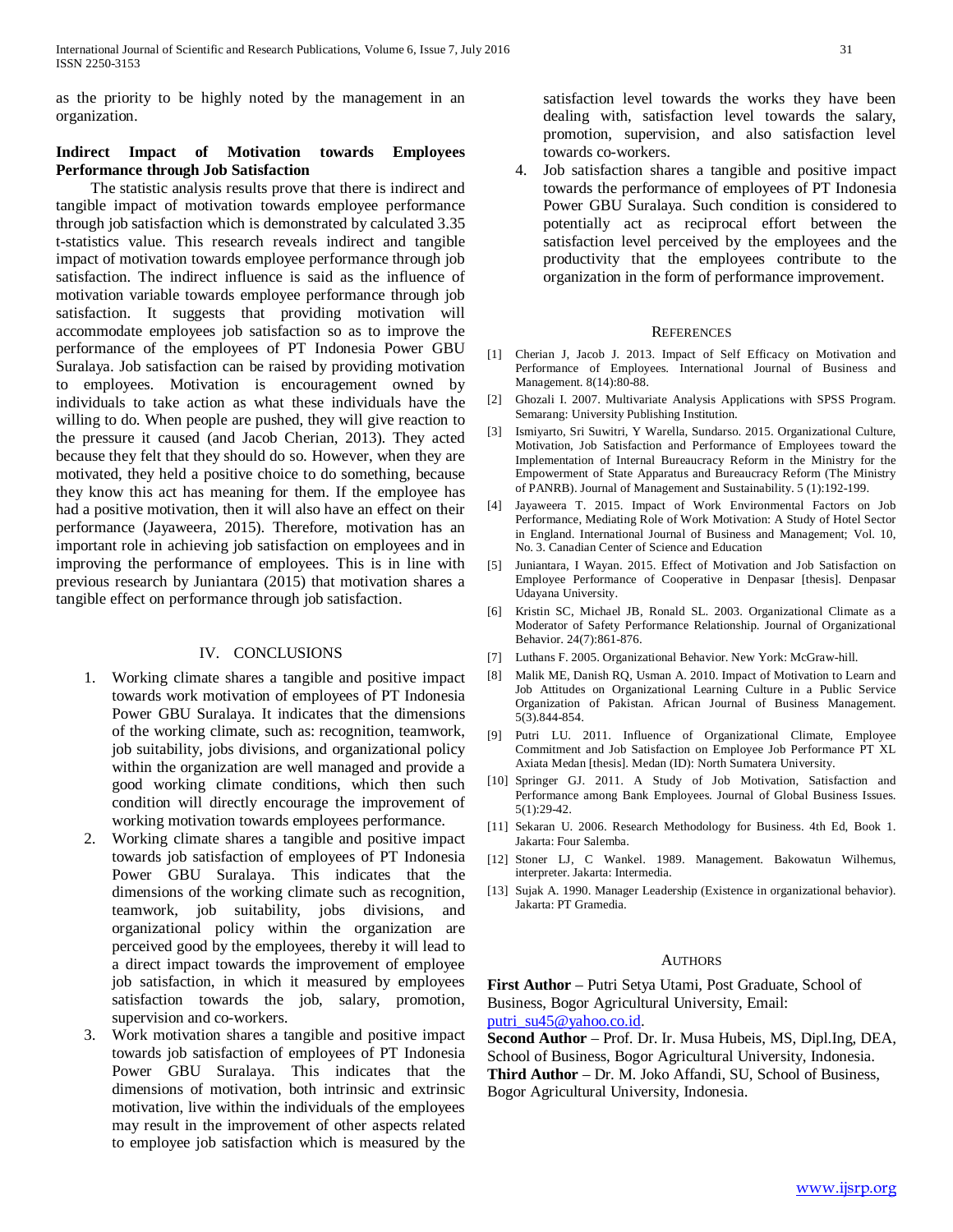as the priority to be highly noted by the management in an organization.

### Indirect Impact of Motivation towards Employees Performance through Job Satisfaction

The statistic analysis results prove that there is indirect and tangible impact of motivation towards employee performance through job satisfaction which is demonstrated by calculated 3.35 t-statistics value. This research reveals indirect and tangible impact of motivation towards employee performance through job satisfaction. The indirect influence is said as the influence of motivation variable towards employee performance through job satisfaction. It suggests that providing motivation will accommodate employees job satisfaction so as to improve the performance of the employees of PT Indonesia Power GBU Suralaya. Job satisfaction can be raised by providing motivation to employees. Motivation is encouragement owned by individuals to take action as what these individuals have the willing to do. When people are pushed, they will give reaction to the pressure it caused (and Jacob Cherian, 2013). They acted because they felt that they should do so. However, when they are motivated, they held a positive choice to do something, because they know this act has meaning for them. If the employee has had a positive motivation, then it will also have an effect on their performance (Jayaweera, 2015). Therefore, motivation has an important role in achieving job satisfaction on employees and in improving the performance of employees. This is in line with previous research by Juniantara (2015) that motivation shares a tangible effect on performance through job satisfaction.

## IV. CONCLUSIONS

1. Working climate shares a tangible and positive impact towards work motivation of employees of PT Indonesia Power GBU Suralaya. It indicates that the dimensions of the working climate, such as: recognition, teamwork, job suitability, jobs divisions, and organizational policy within the organization are well managed and provide a good working climate conditions, which then such condition will directly encourage the improvement of working motivation towards employees performance.
2. Working climate shares a tangible and positive impact towards job satisfaction of employees of PT Indonesia Power GBU Suralaya. This indicates that the dimensions of the working climate such as recognition, teamwork, job suitability, jobs divisions, and organizational policy within the organization are perceived good by the employees, thereby it will lead to a direct impact towards the improvement of employee job satisfaction, in which it measured by employees satisfaction towards the job, salary, promotion, supervision and co-workers.
3. Work motivation shares a tangible and positive impact towards job satisfaction of employees of PT Indonesia Power GBU Suralaya. This indicates that the dimensions of motivation, both intrinsic and extrinsic motivation, live within the individuals of the employees may result in the improvement of other aspects related to employee job satisfaction which is measured by the satisfaction level towards the works they have been dealing with, satisfaction level towards the salary, promotion, supervision, and also satisfaction level towards co-workers.
4. Job satisfaction shares a tangible and positive impact towards the performance of employees of PT Indonesia Power GBU Suralaya. Such condition is considered to potentially act as reciprocal effort between the satisfaction level perceived by the employees and the productivity that the employees contribute to the organization in the form of performance improvement.

## REFERENCES

[1] Cherian J, Jacob J. 2013. Impact of Self Efficacy on Motivation and Performance of Employees. International Journal of Business and Management. 8(14):80-88.

[2] Ghozali I. 2007. Multivariate Analysis Applications with SPSS Program. Semarang: University Publishing Institution.

[3] Ismiyarto, Sri Suwitri, Y Warella, Sundarso. 2015. Organizational Culture, Motivation, Job Satisfaction and Performance of Employees toward the Implementation of Internal Bureaucracy Reform in the Ministry for the Empowerment of State Apparatus and Bureaucracy Reform (The Ministry of PANRB). Journal of Management and Sustainability. 5 (1):192-199.

[4] Jayaweera T. 2015. Impact of Work Environmental Factors on Job Performance, Mediating Role of Work Motivation: A Study of Hotel Sector in England. International Journal of Business and Management; Vol. 10, No. 3. Canadian Center of Science and Education

[5] Juniantara, I Wayan. 2015. Effect of Motivation and Job Satisfaction on Employee Performance of Cooperative in Denpasar [thesis]. Denpasar Udayana University.

[6] Kristin SC, Michael JB, Ronald SL. 2003. Organizational Climate as a Moderator of Safety Performance Relationship. Journal of Organizational Behavior. 24(7):861-876.

[7] Luthans F. 2005. Organizational Behavior. New York: McGraw-hill.

[8] Malik ME, Danish RQ, Usman A. 2010. Impact of Motivation to Learn and Job Attitudes on Organizational Learning Culture in a Public Service Organization of Pakistan. African Journal of Business Management. 5(3).844-854.

[9] Putri LU. 2011. Influence of Organizational Climate, Employee Commitment and Job Satisfaction on Employee Job Performance PT XL Axiata Medan [thesis]. Medan (ID): North Sumatera University.

[10] Springer GJ. 2011. A Study of Job Motivation, Satisfaction and Performance among Bank Employees. Journal of Global Business Issues. 5(1):29-42.

[11] Sekaran U. 2006. Research Methodology for Business. 4th Ed, Book 1. Jakarta: Four Salemba.

[12] Stoner LJ, C Wankel. 1989. Management. Bakowatun Wilhemus, interpreter. Jakarta: Intermedia.

[13] Sujak A. 1990. Manager Leadership (Existence in organizational behavior). Jakarta: PT Gramedia.

## AUTHORS

**First Author** – Putri Setya Utami, Post Graduate, School of Business, Bogor Agricultural University, Email: putri_su45@yahoo.co.id.

**Second Author** – Prof. Dr. Ir. Musa Hubeis, MS, Dipl.Ing, DEA, School of Business, Bogor Agricultural University, Indonesia.

**Third Author** – Dr. M. Joko Affandi, SU, School of Business, Bogor Agricultural University, Indonesia.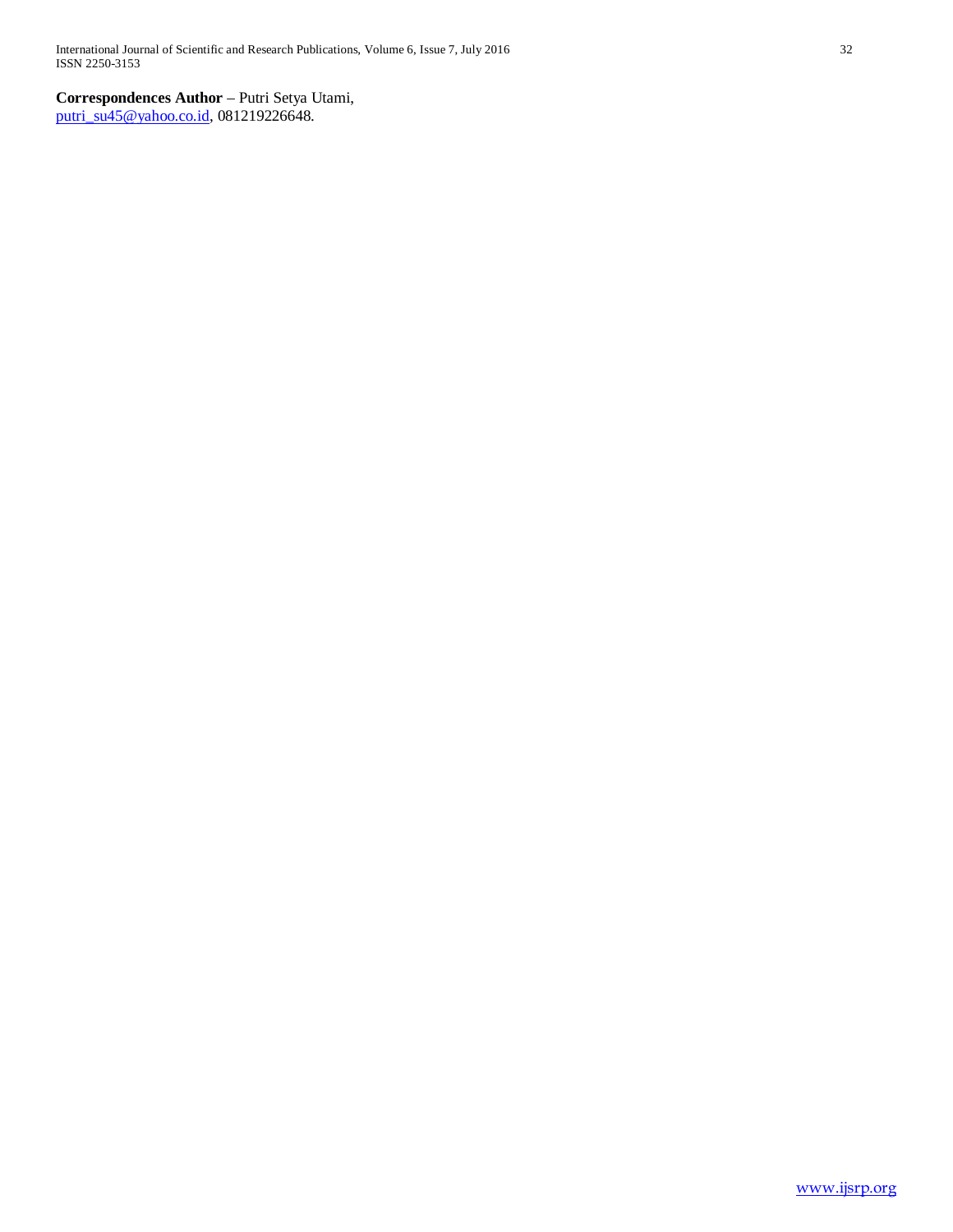**Correspondences Author** – Putri Setya Utami,
putri_su45@yahoo.co.id, 081219226648.